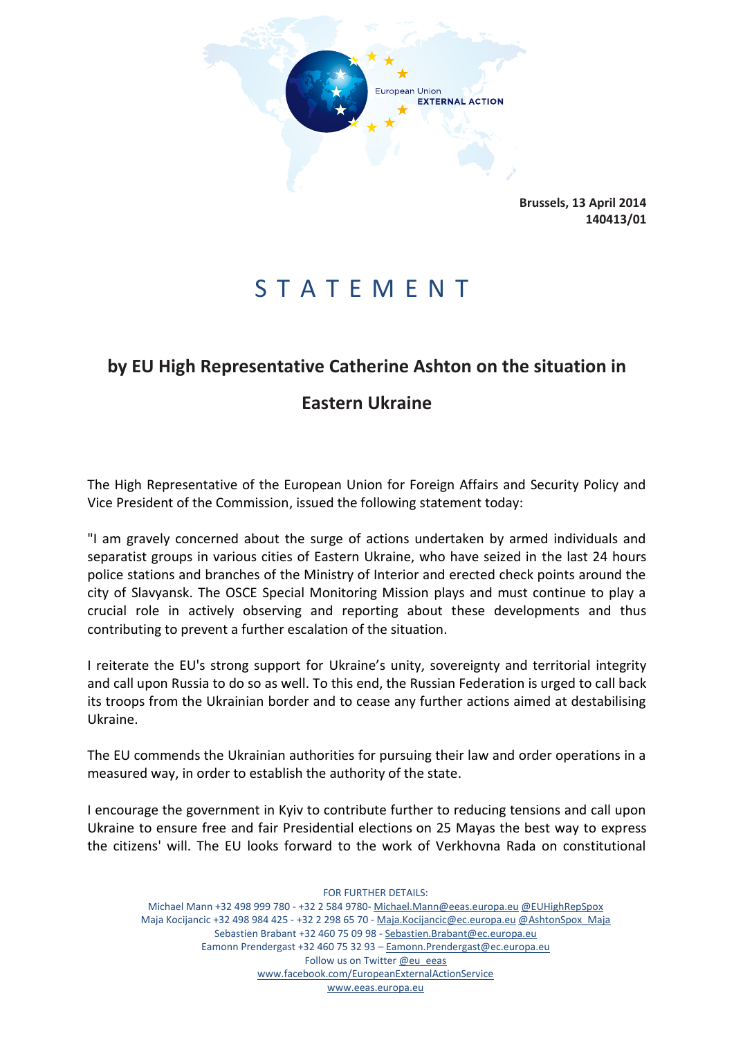European Union
EXTERNAL ACTION

**Brussels, 13 April 2014**
**140413/01**

# S T A T E M E N T

## by EU High Representative Catherine Ashton on the situation in Eastern Ukraine

The High Representative of the European Union for Foreign Affairs and Security Policy and Vice President of the Commission, issued the following statement today:

"I am gravely concerned about the surge of actions undertaken by armed individuals and separatist groups in various cities of Eastern Ukraine, who have seized in the last 24 hours police stations and branches of the Ministry of Interior and erected check points around the city of Slavyansk. The OSCE Special Monitoring Mission plays and must continue to play a crucial role in actively observing and reporting about these developments and thus contributing to prevent a further escalation of the situation.

I reiterate the EU's strong support for Ukraine's unity, sovereignty and territorial integrity and call upon Russia to do so as well. To this end, the Russian Federation is urged to call back its troops from the Ukrainian border and to cease any further actions aimed at destabilising Ukraine.

The EU commends the Ukrainian authorities for pursuing their law and order operations in a measured way, in order to establish the authority of the state.

I encourage the government in Kyiv to contribute further to reducing tensions and call upon Ukraine to ensure free and fair Presidential elections on 25 Mayas the best way to express the citizens' will. The EU looks forward to the work of Verkhovna Rada on constitutional

FOR FURTHER DETAILS:
Michael Mann +32 498 999 780 - +32 2 584 9780- Michael.Mann@eeas.europa.eu @EUHighRepSpox
Maja Kocijancic +32 498 984 425 - +32 2 298 65 70 - Maja.Kocijancic@ec.europa.eu @AshtonSpox_Maja
Sebastien Brabant +32 460 75 09 98 - Sebastien.Brabant@ec.europa.eu
Eamonn Prendergast +32 460 75 32 93 – Eamonn.Prendergast@ec.europa.eu
Follow us on Twitter @eu_eeas
www.facebook.com/EuropeanExternalActionService
www.eeas.europa.eu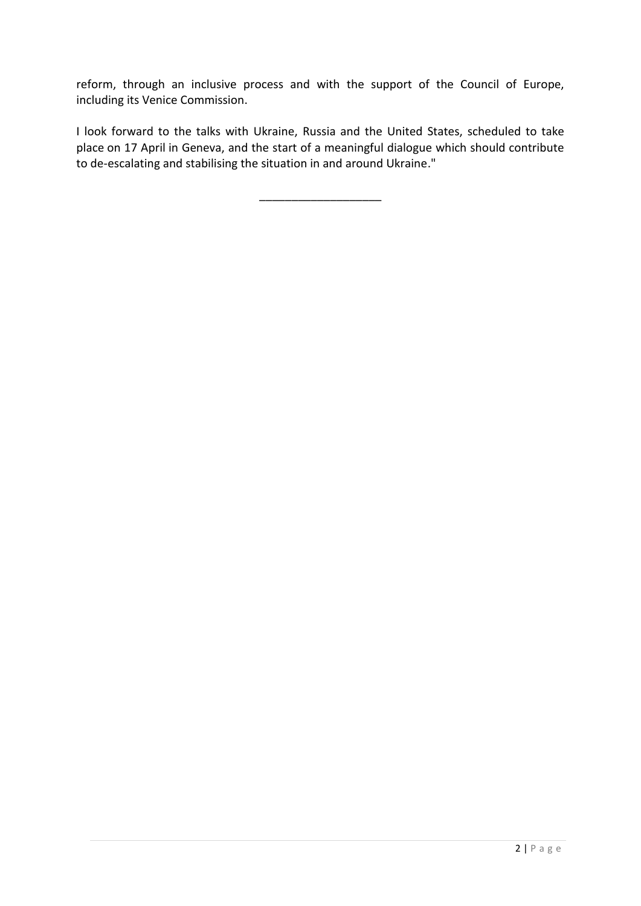reform, through an inclusive process and with the support of the Council of Europe, including its Venice Commission.

I look forward to the talks with Ukraine, Russia and the United States, scheduled to take place on 17 April in Geneva, and the start of a meaningful dialogue which should contribute to de-escalating and stabilising the situation in and around Ukraine."

___________________